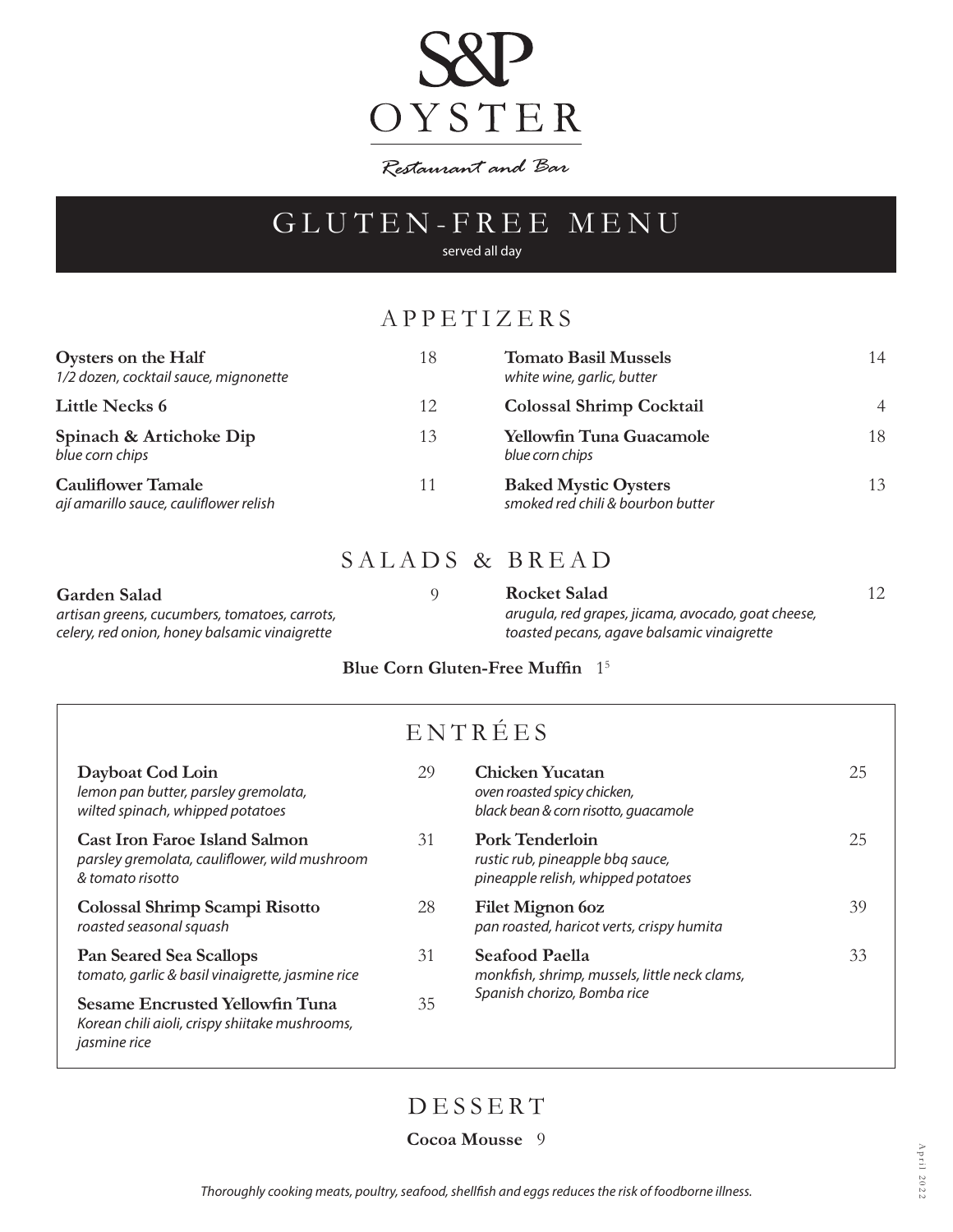# S&P OYSTER

*Restaurant and Bar*

## GLUTEN-FREE MENU

served all day

## APPETIZERS

**Oysters on the Half** 18
*1/2 dozen, cocktail sauce, mignonette*

**Little Necks 6** 12

**Spinach & Artichoke Dip** 13
*blue corn chips*

**Cauliflower Tamale** 11
*ají amarillo sauce, cauliflower relish*

**Tomato Basil Mussels** 14
*white wine, garlic, butter*

**Colossal Shrimp Cocktail** 4

**Yellowfin Tuna Guacamole** 18
*blue corn chips*

**Baked Mystic Oysters** 13
*smoked red chili & bourbon butter*

## SALADS & BREAD

**Garden Salad** 9
*artisan greens, cucumbers, tomatoes, carrots, celery, red onion, honey balsamic vinaigrette*

**Rocket Salad** 12
*arugula, red grapes, jicama, avocado, goat cheese, toasted pecans, agave balsamic vinaigrette*

**Blue Corn Gluten-Free Muffin** 1.5

## ENTRÉES

**Dayboat Cod Loin** 29
*lemon pan butter, parsley gremolata, wilted spinach, whipped potatoes*

**Cast Iron Faroe Island Salmon** 31
*parsley gremolata, cauliflower, wild mushroom & tomato risotto*

**Colossal Shrimp Scampi Risotto** 28
*roasted seasonal squash*

**Pan Seared Sea Scallops** 31
*tomato, garlic & basil vinaigrette, jasmine rice*

**Sesame Encrusted Yellowfin Tuna** 35
*Korean chili aioli, crispy shiitake mushrooms, jasmine rice*

**Chicken Yucatan** 25
*oven roasted spicy chicken, black bean & corn risotto, guacamole*

**Pork Tenderloin** 25
*rustic rub, pineapple bbq sauce, pineapple relish, whipped potatoes*

**Filet Mignon 6oz** 39
*pan roasted, haricot verts, crispy humita*

**Seafood Paella** 33
*monkfish, shrimp, mussels, little neck clams, Spanish chorizo, Bomba rice*

## DESSERT

**Cocoa Mousse** 9

*Thoroughly cooking meats, poultry, seafood, shellfish and eggs reduces the risk of foodborne illness.*

April 2022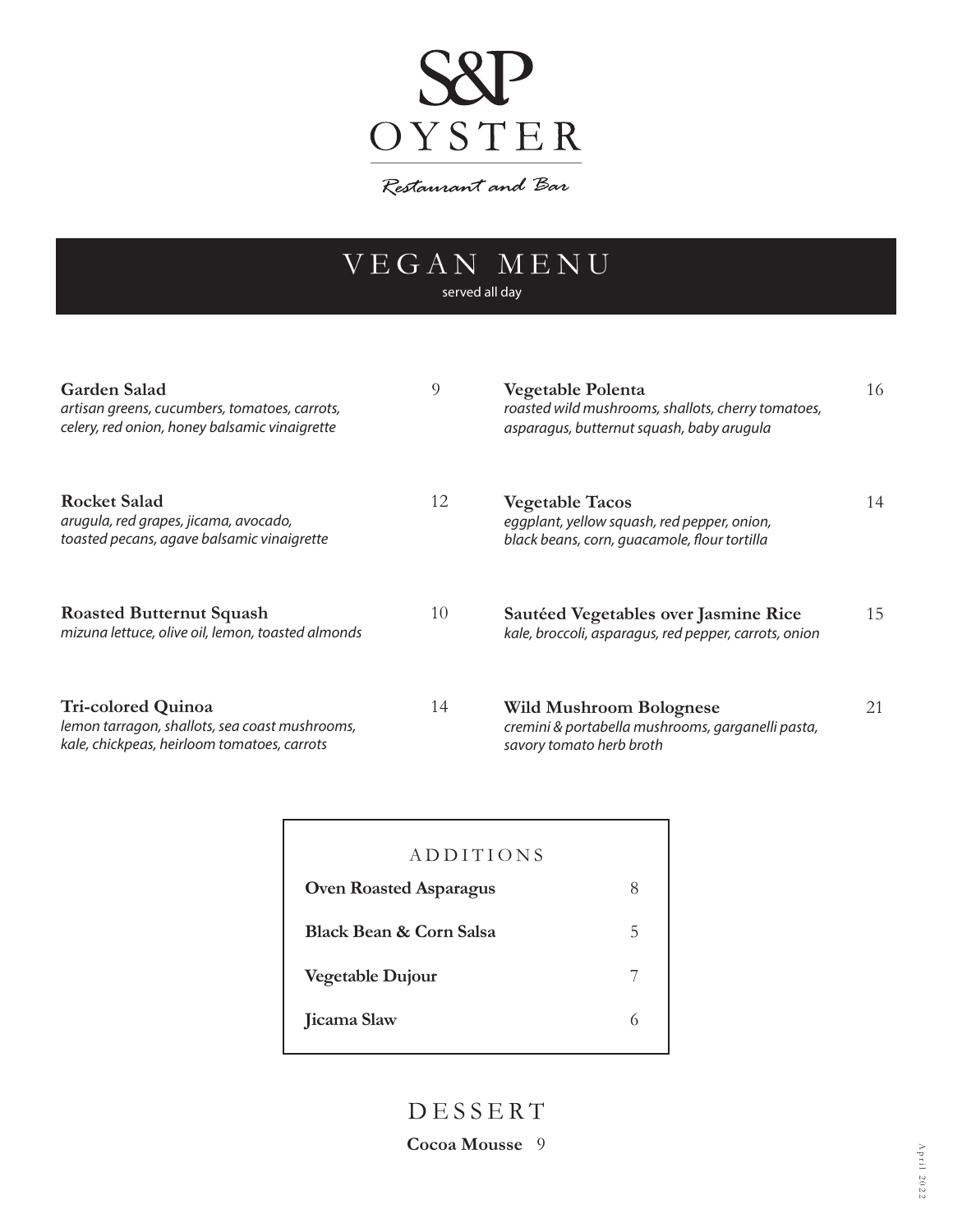# S&P OYSTER

*Restaurant and Bar*

## VEGAN MENU

served all day

**Garden Salad** 9
*artisan greens, cucumbers, tomatoes, carrots, celery, red onion, honey balsamic vinaigrette*

**Rocket Salad** 12
*arugula, red grapes, jicama, avocado, toasted pecans, agave balsamic vinaigrette*

**Roasted Butternut Squash** 10
*mizuna lettuce, olive oil, lemon, toasted almonds*

**Tri-colored Quinoa** 14
*lemon tarragon, shallots, sea coast mushrooms, kale, chickpeas, heirloom tomatoes, carrots*

**Vegetable Polenta** 16
*roasted wild mushrooms, shallots, cherry tomatoes, asparagus, butternut squash, baby arugula*

**Vegetable Tacos** 14
*eggplant, yellow squash, red pepper, onion, black beans, corn, guacamole, flour tortilla*

**Sautéed Vegetables over Jasmine Rice** 15
*kale, broccoli, asparagus, red pepper, carrots, onion*

**Wild Mushroom Bolognese** 21
*cremini & portabella mushrooms, garganelli pasta, savory tomato herb broth*

### ADDITIONS

| | |
|---|---|
| **Oven Roasted Asparagus** | 8 |
| **Black Bean & Corn Salsa** | 5 |
| **Vegetable Dujour** | 7 |
| **Jicama Slaw** | 6 |

## DESSERT

**Cocoa Mousse** 9

April 2022